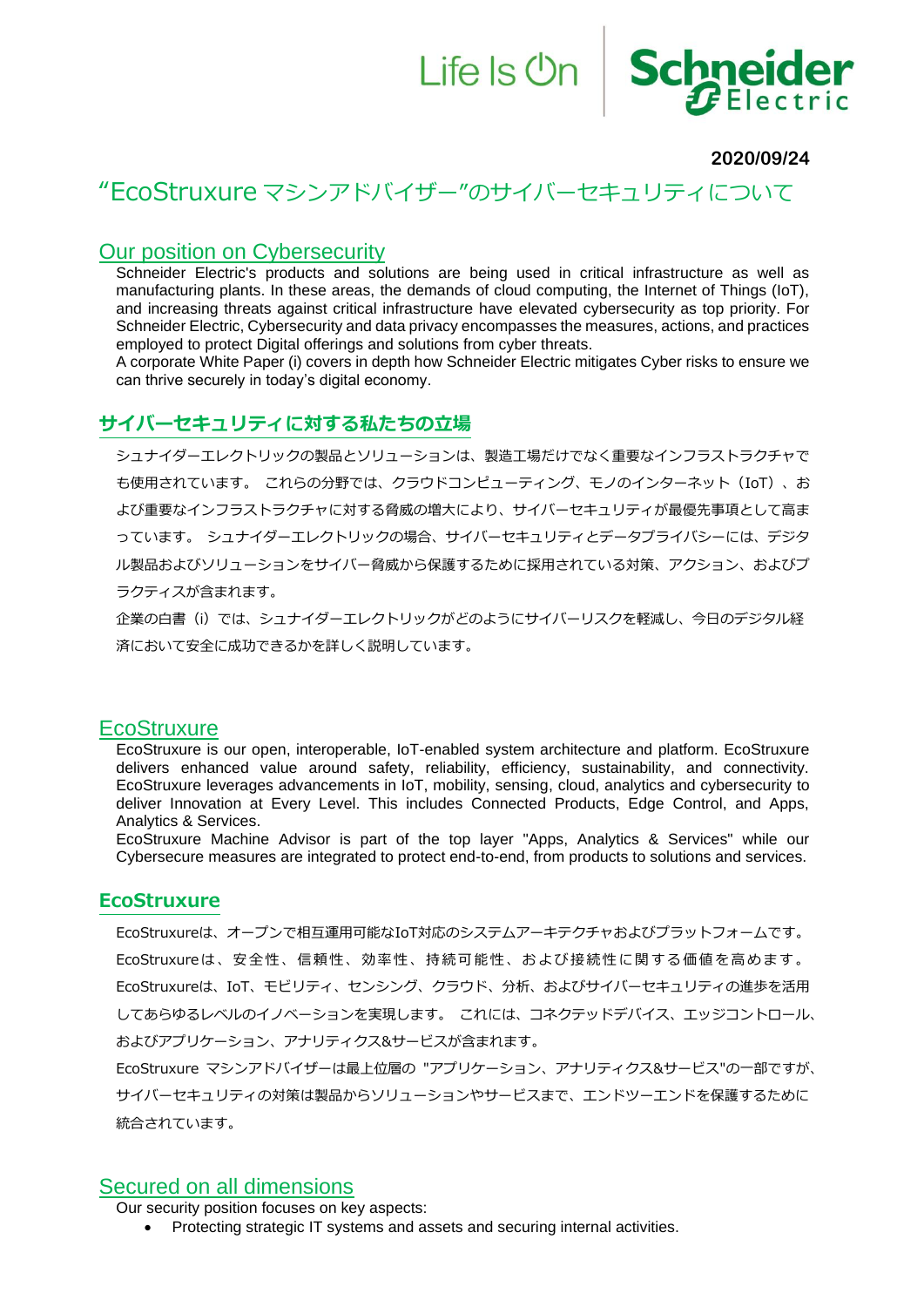2020/09/24

# “EcoStruxure マシンアドバイザー”のサイバーセキュリティについて

## Our position on Cybersecurity

Schneider Electric's products and solutions are being used in critical infrastructure as well as manufacturing plants. In these areas, the demands of cloud computing, the Internet of Things (IoT), and increasing threats against critical infrastructure have elevated cybersecurity as top priority. For Schneider Electric, Cybersecurity and data privacy encompasses the measures, actions, and practices employed to protect Digital offerings and solutions from cyber threats.

A corporate White Paper (i) covers in depth how Schneider Electric mitigates Cyber risks to ensure we can thrive securely in today’s digital economy.

## サイバーセキュリティに対する私たちの立場

シュナイダーエレクトリックの製品とソリューションは、製造工場だけでなく重要なインフラストラクチャでも使用されています。 これらの分野では、クラウドコンピューティング、モノのインターネット（IoT）、および重要なインフラストラクチャに対する脅威の増大により、サイバーセキュリティが最優先事項として高まっています。 シュナイダーエレクトリックの場合、サイバーセキュリティとデータプライバシーには、デジタル製品およびソリューションをサイバー脅威から保護するために採用されている対策、アクション、およびプラクティスが含まれます。

企業の白書（i）では、シュナイダーエレクトリックがどのようにサイバーリスクを軽減し、今日のデジタル経済において安全に成功できるかを詳しく説明しています。

## EcoStruxure

EcoStruxure is our open, interoperable, IoT-enabled system architecture and platform. EcoStruxure delivers enhanced value around safety, reliability, efficiency, sustainability, and connectivity. EcoStruxure leverages advancements in IoT, mobility, sensing, cloud, analytics and cybersecurity to deliver Innovation at Every Level. This includes Connected Products, Edge Control, and Apps, Analytics & Services.

EcoStruxure Machine Advisor is part of the top layer "Apps, Analytics & Services" while our Cybersecure measures are integrated to protect end-to-end, from products to solutions and services.

## EcoStruxure

EcoStruxureは、オープンで相互運用可能なIoT対応のシステムアーキテクチャおよびプラットフォームです。EcoStruxureは、安全性、信頼性、効率性、持続可能性、および接続性に関する価値を高めます。EcoStruxureは、IoT、モビリティ、センシング、クラウド、分析、およびサイバーセキュリティの進歩を活用してあらゆるレベルのイノベーションを実現します。 これには、コネクテッドデバイス、エッジコントロール、およびアプリケーション、アナリティクス&サービスが含まれます。

EcoStruxure マシンアドバイザーは最上位層の "アプリケーション、アナリティクス&サービス"の一部ですが、サイバーセキュリティの対策は製品からソリューションやサービスまで、エンドツーエンドを保護するために統合されています。

## Secured on all dimensions

Our security position focuses on key aspects:

- Protecting strategic IT systems and assets and securing internal activities.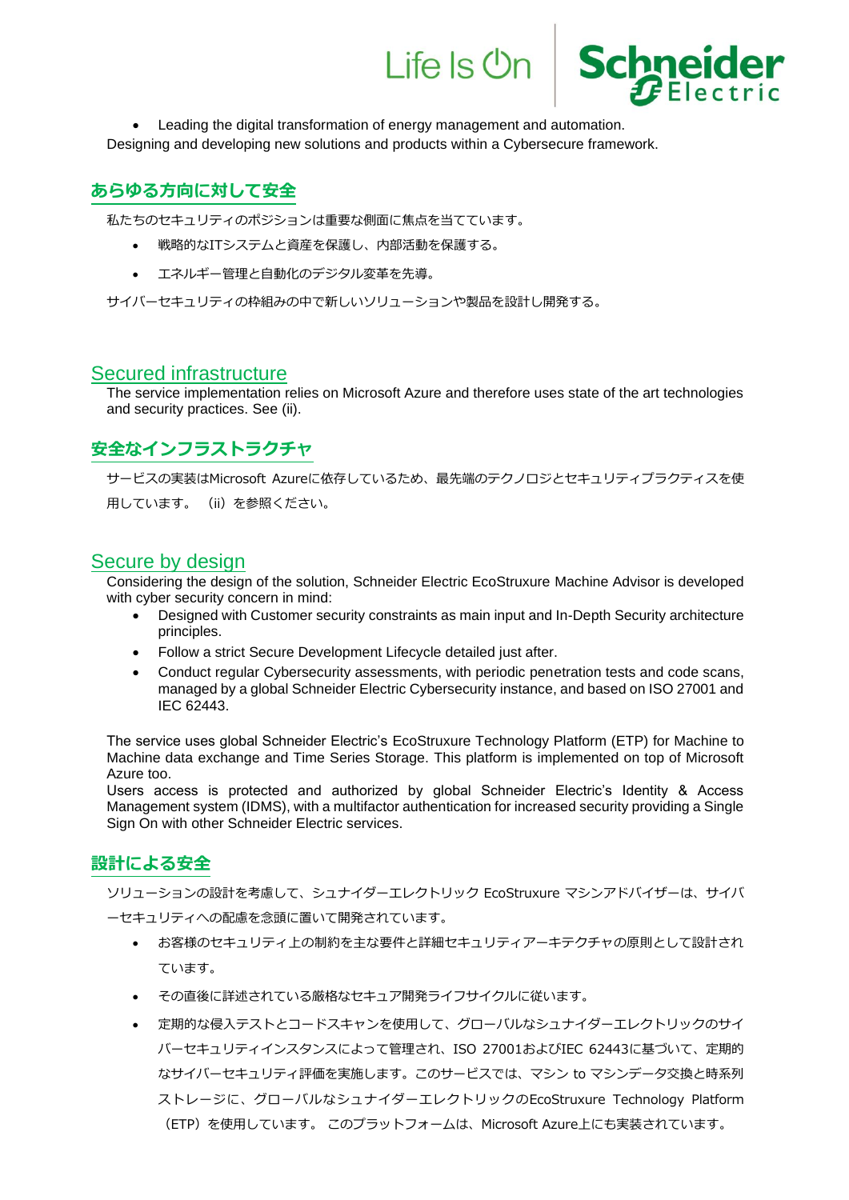- Leading the digital transformation of energy management and automation.

Designing and developing new solutions and products within a Cybersecure framework.

## あらゆる方向に対して安全

私たちのセキュリティのポジションは重要な側面に焦点を当てています。

- 戦略的なITシステムと資産を保護し、内部活動を保護する。
- エネルギー管理と自動化のデジタル変革を先導。

サイバーセキュリティの枠組みの中で新しいソリューションや製品を設計し開発する。

## Secured infrastructure

The service implementation relies on Microsoft Azure and therefore uses state of the art technologies and security practices. See (ii).

## 安全なインフラストラクチャ

サービスの実装はMicrosoft Azureに依存しているため、最先端のテクノロジとセキュリティプラクティスを使用しています。（ii）を参照ください。

## Secure by design

Considering the design of the solution, Schneider Electric EcoStruxure Machine Advisor is developed with cyber security concern in mind:

- Designed with Customer security constraints as main input and In-Depth Security architecture principles.
- Follow a strict Secure Development Lifecycle detailed just after.
- Conduct regular Cybersecurity assessments, with periodic penetration tests and code scans, managed by a global Schneider Electric Cybersecurity instance, and based on ISO 27001 and IEC 62443.

The service uses global Schneider Electric's EcoStruxure Technology Platform (ETP) for Machine to Machine data exchange and Time Series Storage. This platform is implemented on top of Microsoft Azure too.

Users access is protected and authorized by global Schneider Electric's Identity & Access Management system (IDMS), with a multifactor authentication for increased security providing a Single Sign On with other Schneider Electric services.

## 設計による安全

ソリューションの設計を考慮して、シュナイダーエレクトリック EcoStruxure マシンアドバイザーは、サイバーセキュリティへの配慮を念頭に置いて開発されています。

- お客様のセキュリティ上の制約を主な要件と詳細セキュリティアーキテクチャの原則として設計されています。
- その直後に詳述されている厳格なセキュア開発ライフサイクルに従います。
- 定期的な侵入テストとコードスキャンを使用して、グローバルなシュナイダーエレクトリックのサイバーセキュリティインスタンスによって管理され、ISO 27001およびIEC 62443に基づいて、定期的なサイバーセキュリティ評価を実施します。このサービスでは、マシン to マシンデータ交換と時系列ストレージに、グローバルなシュナイダーエレクトリックのEcoStruxure Technology Platform（ETP）を使用しています。 このプラットフォームは、Microsoft Azure上にも実装されています。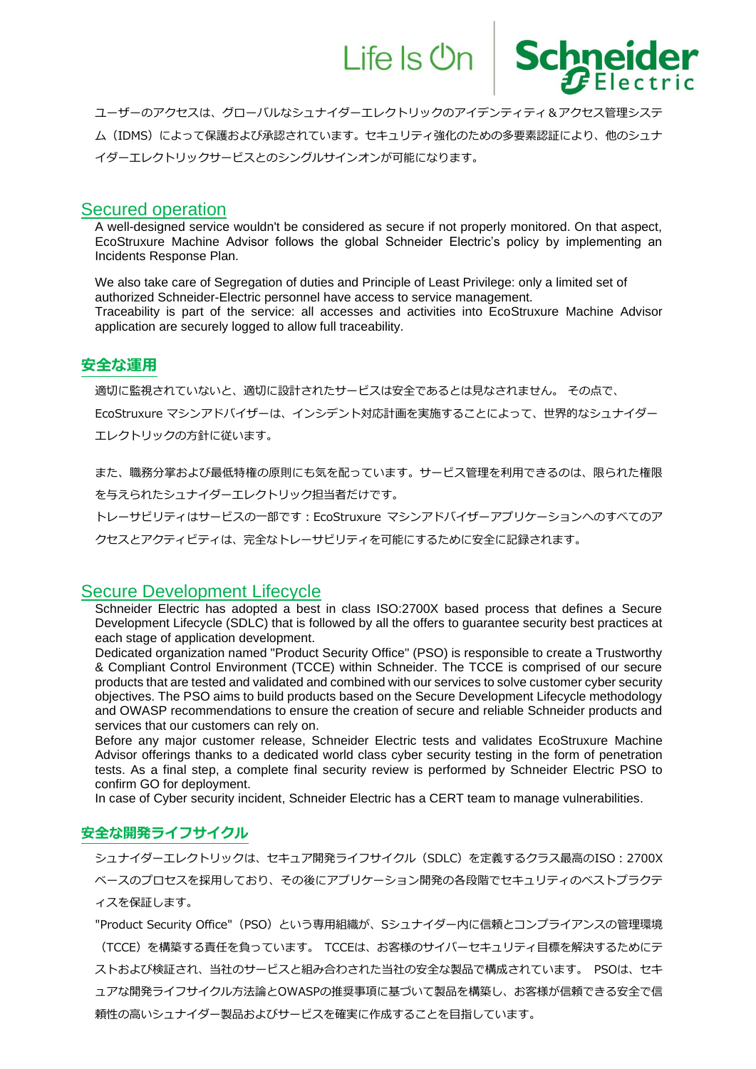ユーザーのアクセスは、グローバルなシュナイダーエレクトリックのアイデンティティ＆アクセス管理システム（IDMS）によって保護および承認されています。セキュリティ強化のための多要素認証により、他のシュナイダーエレクトリックサービスとのシングルサインオンが可能になります。

## Secured operation

A well-designed service wouldn't be considered as secure if not properly monitored. On that aspect, EcoStruxure Machine Advisor follows the global Schneider Electric's policy by implementing an Incidents Response Plan.

We also take care of Segregation of duties and Principle of Least Privilege: only a limited set of authorized Schneider-Electric personnel have access to service management.
Traceability is part of the service: all accesses and activities into EcoStruxure Machine Advisor application are securely logged to allow full traceability.

## 安全な運用

適切に監視されていないと、適切に設計されたサービスは安全であるとは見なされません。 その点で、EcoStruxure マシンアドバイザーは、インシデント対応計画を実施することによって、世界的なシュナイダーエレクトリックの方針に従います。

また、職務分掌および最低特権の原則にも気を配っています。サービス管理を利用できるのは、限られた権限を与えられたシュナイダーエレクトリック担当者だけです。
トレーサビリティはサービスの一部です：EcoStruxure マシンアドバイザーアプリケーションへのすべてのアクセスとアクティビティは、完全なトレーサビリティを可能にするために安全に記録されます。

## Secure Development Lifecycle

Schneider Electric has adopted a best in class ISO:2700X based process that defines a Secure Development Lifecycle (SDLC) that is followed by all the offers to guarantee security best practices at each stage of application development.
Dedicated organization named "Product Security Office" (PSO) is responsible to create a Trustworthy & Compliant Control Environment (TCCE) within Schneider. The TCCE is comprised of our secure products that are tested and validated and combined with our services to solve customer cyber security objectives. The PSO aims to build products based on the Secure Development Lifecycle methodology and OWASP recommendations to ensure the creation of secure and reliable Schneider products and services that our customers can rely on.
Before any major customer release, Schneider Electric tests and validates EcoStruxure Machine Advisor offerings thanks to a dedicated world class cyber security testing in the form of penetration tests. As a final step, a complete final security review is performed by Schneider Electric PSO to confirm GO for deployment.
In case of Cyber security incident, Schneider Electric has a CERT team to manage vulnerabilities.

## 安全な開発ライフサイクル

シュナイダーエレクトリックは、セキュア開発ライフサイクル（SDLC）を定義するクラス最高のISO：2700Xベースのプロセスを採用しており、その後にアプリケーション開発の各段階でセキュリティのベストプラクティスを保証します。
"Product Security Office"（PSO）という専用組織が、Sシュナイダー内に信頼とコンプライアンスの管理環境（TCCE）を構築する責任を負っています。 TCCEは、お客様のサイバーセキュリティ目標を解決するためにテストおよび検証され、当社のサービスと組み合わされた当社の安全な製品で構成されています。 PSOは、セキュアな開発ライフサイクル方法論とOWASPの推奨事項に基づいて製品を構築し、お客様が信頼できる安全で信頼性の高いシュナイダー製品およびサービスを確実に作成することを目指しています。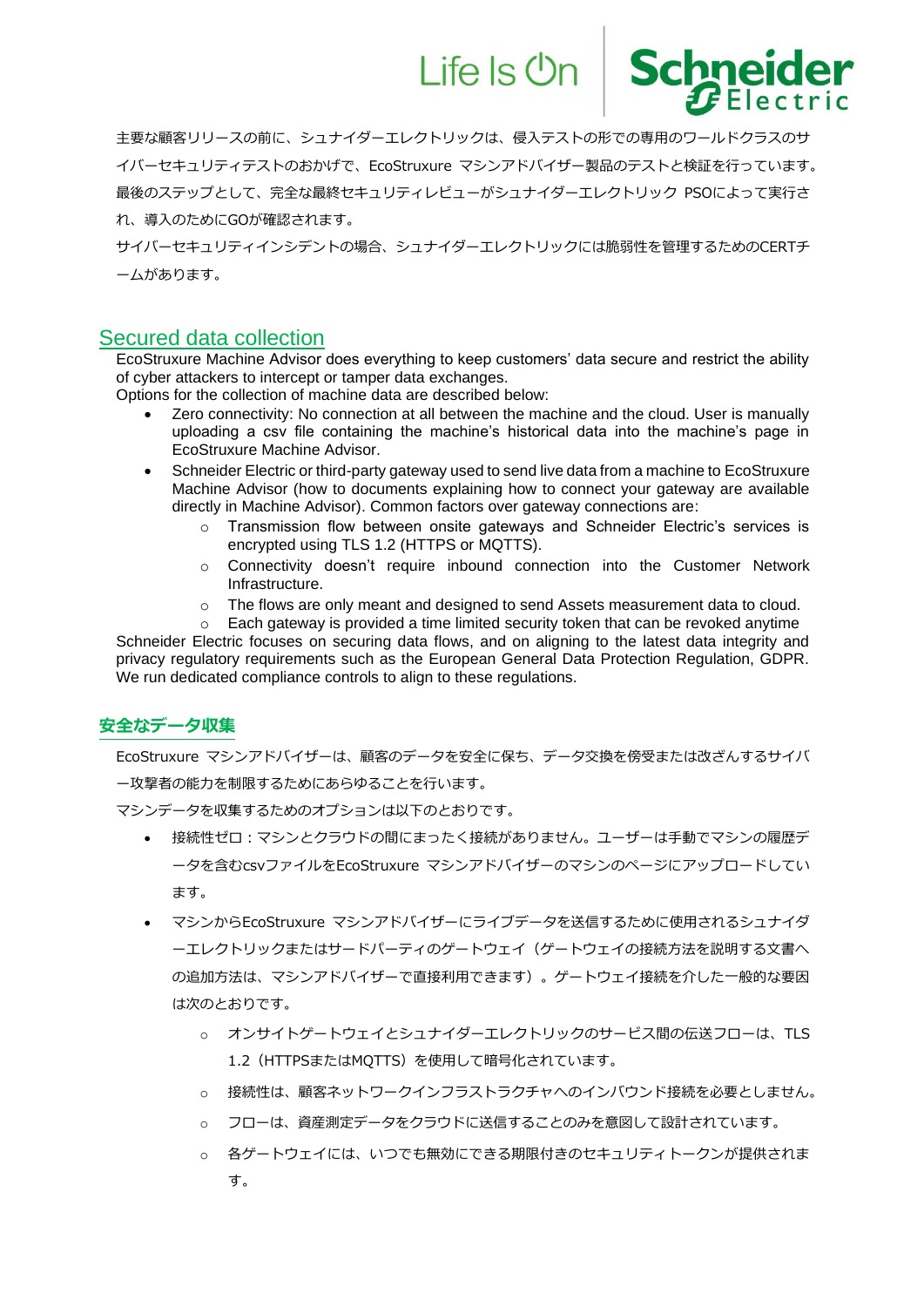主要な顧客リリースの前に、シュナイダーエレクトリックは、侵入テストの形での専用のワールドクラスのサイバーセキュリティテストのおかげで、EcoStruxure マシンアドバイザー製品のテストと検証を行っています。最後のステップとして、完全な最終セキュリティレビューがシュナイダーエレクトリック PSOによって実行され、導入のためにGOが確認されます。

サイバーセキュリティインシデントの場合、シュナイダーエレクトリックには脆弱性を管理するためのCERTチームがあります。

## Secured data collection

EcoStruxure Machine Advisor does everything to keep customers' data secure and restrict the ability of cyber attackers to intercept or tamper data exchanges.

Options for the collection of machine data are described below:

- Zero connectivity: No connection at all between the machine and the cloud. User is manually uploading a csv file containing the machine's historical data into the machine's page in EcoStruxure Machine Advisor.
- Schneider Electric or third-party gateway used to send live data from a machine to EcoStruxure Machine Advisor (how to documents explaining how to connect your gateway are available directly in Machine Advisor). Common factors over gateway connections are:
  - Transmission flow between onsite gateways and Schneider Electric's services is encrypted using TLS 1.2 (HTTPS or MQTTS).
  - Connectivity doesn't require inbound connection into the Customer Network Infrastructure.
  - The flows are only meant and designed to send Assets measurement data to cloud.
  - Each gateway is provided a time limited security token that can be revoked anytime

Schneider Electric focuses on securing data flows, and on aligning to the latest data integrity and privacy regulatory requirements such as the European General Data Protection Regulation, GDPR. We run dedicated compliance controls to align to these regulations.

## 安全なデータ収集

EcoStruxure マシンアドバイザーは、顧客のデータを安全に保ち、データ交換を傍受または改ざんするサイバー攻撃者の能力を制限するためにあらゆることを行います。

マシンデータを収集するためのオプションは以下のとおりです。

- 接続性ゼロ：マシンとクラウドの間にまったく接続がありません。ユーザーは手動でマシンの履歴データを含むcsvファイルをEcoStruxure マシンアドバイザーのマシンのページにアップロードしています。
- マシンからEcoStruxure マシンアドバイザーにライブデータを送信するために使用されるシュナイダーエレクトリックまたはサードパーティのゲートウェイ（ゲートウェイの接続方法を説明する文書への追加方法は、マシンアドバイザーで直接利用できます）。ゲートウェイ接続を介した一般的な要因は次のとおりです。
  - オンサイトゲートウェイとシュナイダーエレクトリックのサービス間の伝送フローは、TLS 1.2（HTTPSまたはMQTTS）を使用して暗号化されています。
  - 接続性は、顧客ネットワークインフラストラクチャへのインバウンド接続を必要としません。
  - フローは、資産測定データをクラウドに送信することのみを意図して設計されています。
  - 各ゲートウェイには、いつでも無効にできる期限付きのセキュリティトークンが提供されます。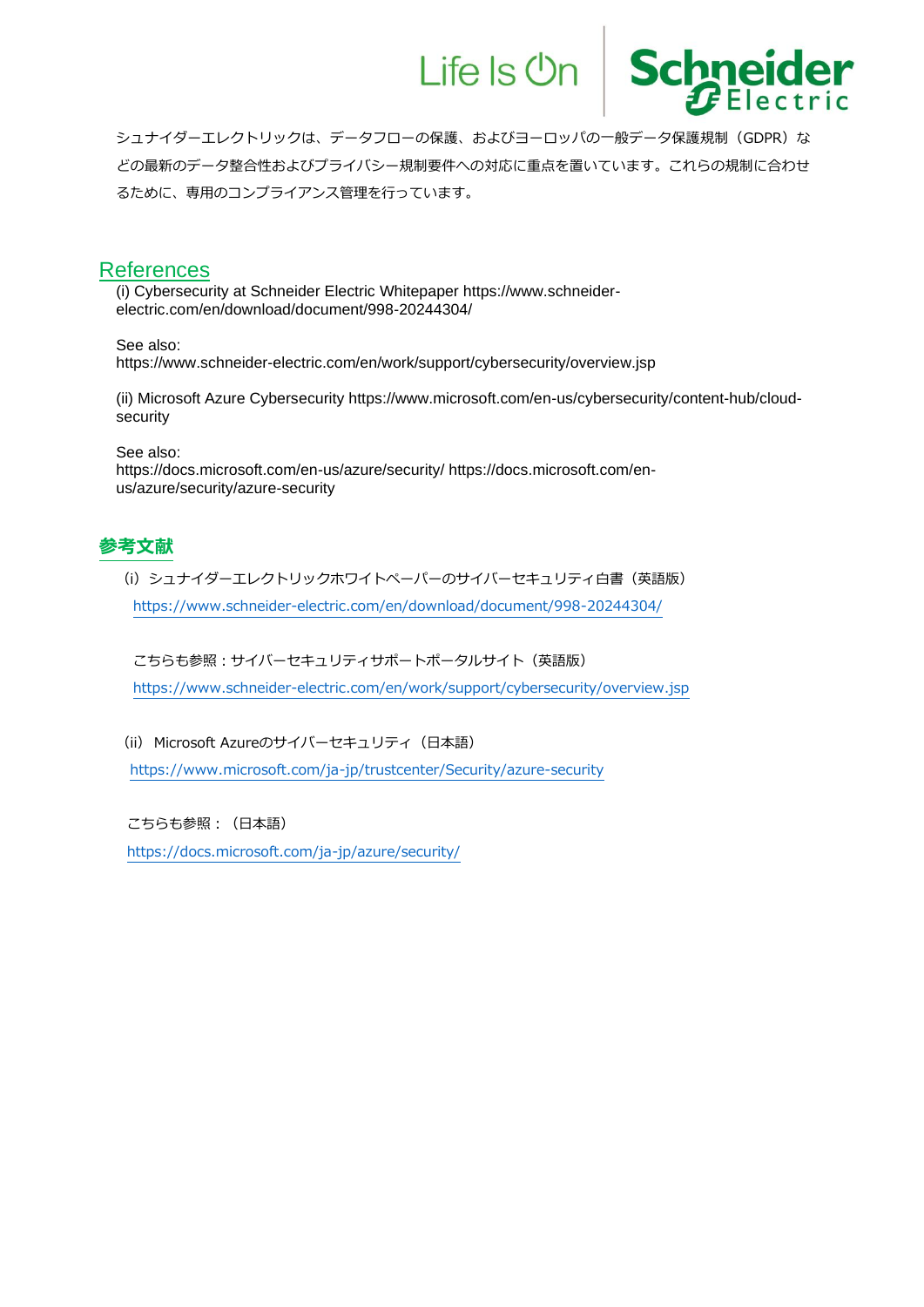シュナイダーエレクトリックは、データフローの保護、およびヨーロッパの一般データ保護規制（GDPR）などの最新のデータ整合性およびプライバシー規制要件への対応に重点を置いています。これらの規制に合わせるために、専用のコンプライアンス管理を行っています。

## References

(i) Cybersecurity at Schneider Electric Whitepaper https://www.schneider-electric.com/en/download/document/998-20244304/

See also:
https://www.schneider-electric.com/en/work/support/cybersecurity/overview.jsp

(ii) Microsoft Azure Cybersecurity https://www.microsoft.com/en-us/cybersecurity/content-hub/cloud-security

See also:
https://docs.microsoft.com/en-us/azure/security/ https://docs.microsoft.com/en-us/azure/security/azure-security

## 参考文献

(i) シュナイダーエレクトリックホワイトペーパーのサイバーセキュリティ白書（英語版）
https://www.schneider-electric.com/en/download/document/998-20244304/

こちらも参照：サイバーセキュリティサポートポータルサイト（英語版）
https://www.schneider-electric.com/en/work/support/cybersecurity/overview.jsp

(ii) Microsoft Azureのサイバーセキュリティ（日本語）
https://www.microsoft.com/ja-jp/trustcenter/Security/azure-security

こちらも参照：（日本語）
https://docs.microsoft.com/ja-jp/azure/security/